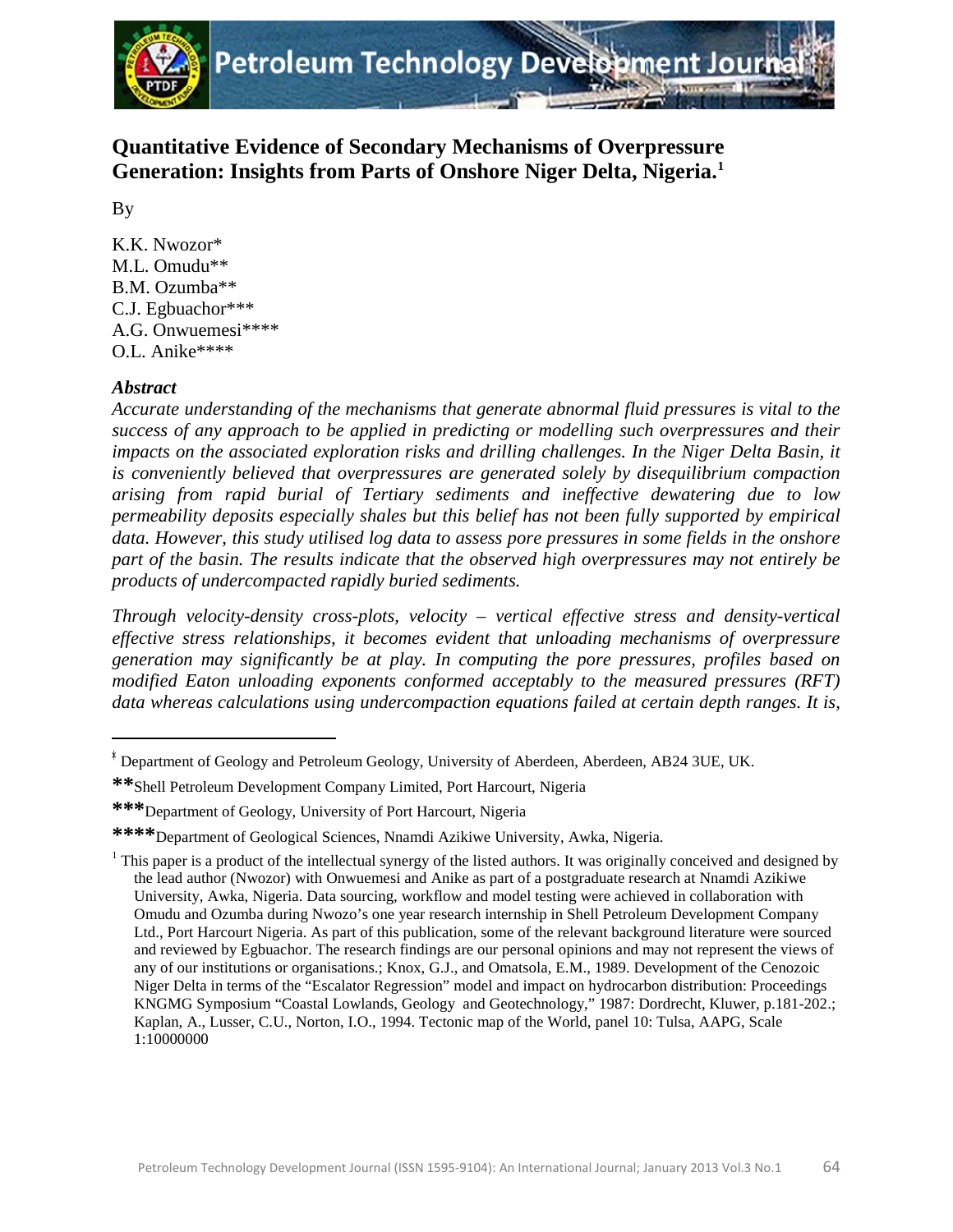# Quantitative Evidence of Secondary Mechanisms of Overpressure Generation: Insights from Parts of Onshore Niger Delta, Nigeria.[1]

By

K.K. Nwozor*
M.L. Omudu**
B.M. Ozumba**
C.J. Egbuachor***
A.G. Onwuemesi****
O.L. Anike****

### *Abstract*

*Accurate understanding of the mechanisms that generate abnormal fluid pressures is vital to the success of any approach to be applied in predicting or modelling such overpressures and their impacts on the associated exploration risks and drilling challenges. In the Niger Delta Basin, it is conveniently believed that overpressures are generated solely by disequilibrium compaction arising from rapid burial of Tertiary sediments and ineffective dewatering due to low permeability deposits especially shales but this belief has not been fully supported by empirical data. However, this study utilised log data to assess pore pressures in some fields in the onshore part of the basin. The results indicate that the observed high overpressures may not entirely be products of undercompacted rapidly buried sediments.*

*Through velocity-density cross-plots, velocity – vertical effective stress and density-vertical effective stress relationships, it becomes evident that unloading mechanisms of overpressure generation may significantly be at play. In computing the pore pressures, profiles based on modified Eaton unloading exponents conformed acceptably to the measured pressures (RFT) data whereas calculations using undercompaction equations failed at certain depth ranges. It is,*

---

* Department of Geology and Petroleum Geology, University of Aberdeen, Aberdeen, AB24 3UE, UK.

**Shell Petroleum Development Company Limited, Port Harcourt, Nigeria

***Department of Geology, University of Port Harcourt, Nigeria

****Department of Geological Sciences, Nnamdi Azikiwe University, Awka, Nigeria.

[1] This paper is a product of the intellectual synergy of the listed authors. It was originally conceived and designed by the lead author (Nwozor) with Onwuemesi and Anike as part of a postgraduate research at Nnamdi Azikiwe University, Awka, Nigeria. Data sourcing, workflow and model testing were achieved in collaboration with Omudu and Ozumba during Nwozo's one year research internship in Shell Petroleum Development Company Ltd., Port Harcourt Nigeria. As part of this publication, some of the relevant background literature were sourced and reviewed by Egbuachor. The research findings are our personal opinions and may not represent the views of any of our institutions or organisations.; Knox, G.J., and Omatsola, E.M., 1989. Development of the Cenozoic Niger Delta in terms of the "Escalator Regression" model and impact on hydrocarbon distribution: Proceedings KNGMG Symposium "Coastal Lowlands, Geology and Geotechnology," 1987: Dordrecht, Kluwer, p.181-202.; Kaplan, A., Lusser, C.U., Norton, I.O., 1994. Tectonic map of the World, panel 10: Tulsa, AAPG, Scale 1:10000000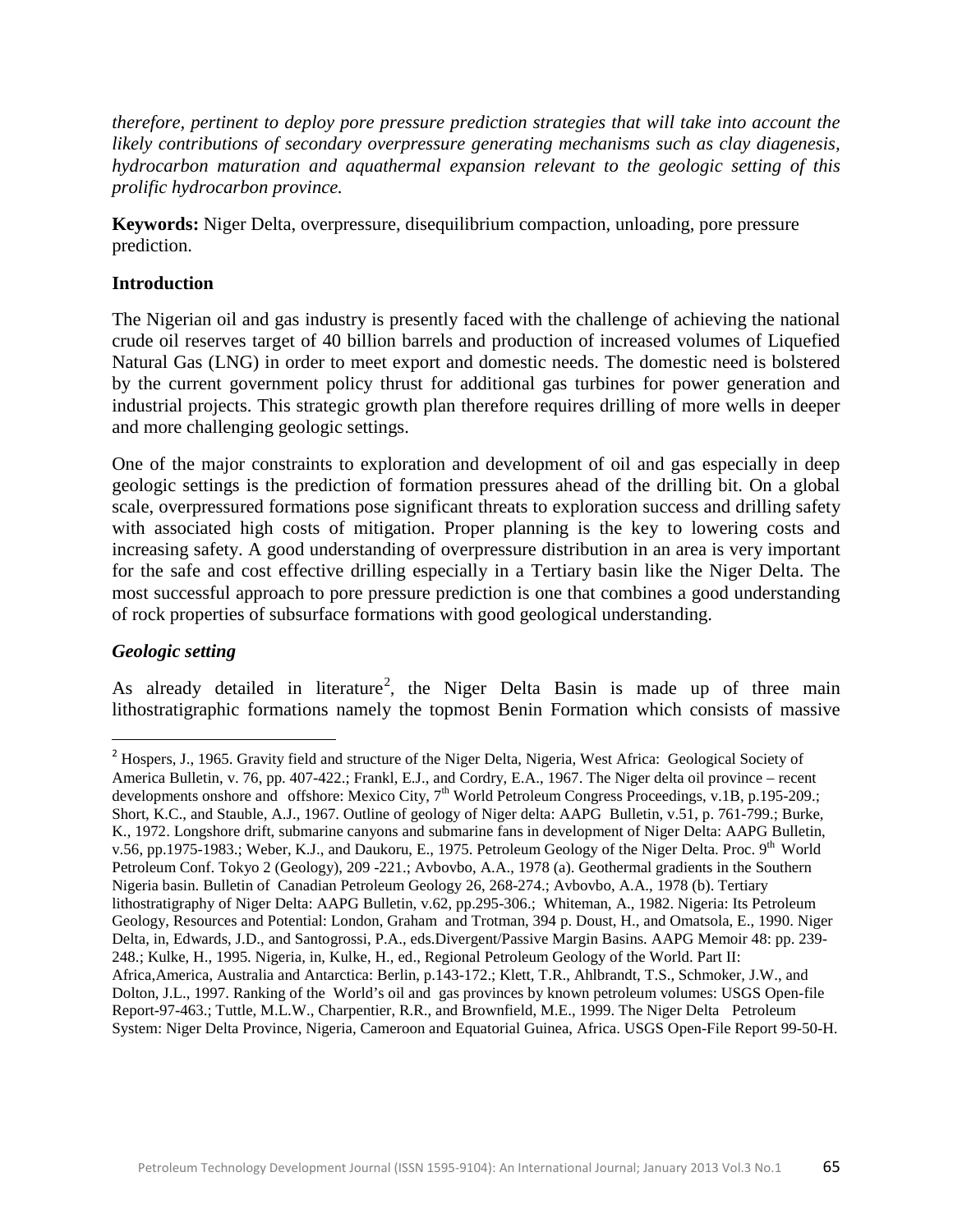*therefore, pertinent to deploy pore pressure prediction strategies that will take into account the likely contributions of secondary overpressure generating mechanisms such as clay diagenesis, hydrocarbon maturation and aquathermal expansion relevant to the geologic setting of this prolific hydrocarbon province.*

**Keywords:** Niger Delta, overpressure, disequilibrium compaction, unloading, pore pressure prediction.

## Introduction

The Nigerian oil and gas industry is presently faced with the challenge of achieving the national crude oil reserves target of 40 billion barrels and production of increased volumes of Liquefied Natural Gas (LNG) in order to meet export and domestic needs. The domestic need is bolstered by the current government policy thrust for additional gas turbines for power generation and industrial projects. This strategic growth plan therefore requires drilling of more wells in deeper and more challenging geologic settings.

One of the major constraints to exploration and development of oil and gas especially in deep geologic settings is the prediction of formation pressures ahead of the drilling bit. On a global scale, overpressured formations pose significant threats to exploration success and drilling safety with associated high costs of mitigation. Proper planning is the key to lowering costs and increasing safety. A good understanding of overpressure distribution in an area is very important for the safe and cost effective drilling especially in a Tertiary basin like the Niger Delta. The most successful approach to pore pressure prediction is one that combines a good understanding of rock properties of subsurface formations with good geological understanding.

### *Geologic setting*

As already detailed in literature[2], the Niger Delta Basin is made up of three main lithostratigraphic formations namely the topmost Benin Formation which consists of massive

---

[2] Hospers, J., 1965. Gravity field and structure of the Niger Delta, Nigeria, West Africa: Geological Society of America Bulletin, v. 76, pp. 407-422.; Frankl, E.J., and Cordry, E.A., 1967. The Niger delta oil province – recent developments onshore and offshore: Mexico City, 7th World Petroleum Congress Proceedings, v.1B, p.195-209.; Short, K.C., and Stauble, A.J., 1967. Outline of geology of Niger delta: AAPG Bulletin, v.51, p. 761-799.; Burke, K., 1972. Longshore drift, submarine canyons and submarine fans in development of Niger Delta: AAPG Bulletin, v.56, pp.1975-1983.; Weber, K.J., and Daukoru, E., 1975. Petroleum Geology of the Niger Delta. Proc. 9th World Petroleum Conf. Tokyo 2 (Geology), 209 -221.; Avbovbo, A.A., 1978 (a). Geothermal gradients in the Southern Nigeria basin. Bulletin of Canadian Petroleum Geology 26, 268-274.; Avbovbo, A.A., 1978 (b). Tertiary lithostratigraphy of Niger Delta: AAPG Bulletin, v.62, pp.295-306.; Whiteman, A., 1982. Nigeria: Its Petroleum Geology, Resources and Potential: London, Graham and Trotman, 394 p. Doust, H., and Omatsola, E., 1990. Niger Delta, in, Edwards, J.D., and Santogrossi, P.A., eds.Divergent/Passive Margin Basins. AAPG Memoir 48: pp. 239-248.; Kulke, H., 1995. Nigeria, in, Kulke, H., ed., Regional Petroleum Geology of the World. Part II: Africa,America, Australia and Antarctica: Berlin, p.143-172.; Klett, T.R., Ahlbrandt, T.S., Schmoker, J.W., and Dolton, J.L., 1997. Ranking of the World's oil and gas provinces by known petroleum volumes: USGS Open-file Report-97-463.; Tuttle, M.L.W., Charpentier, R.R., and Brownfield, M.E., 1999. The Niger Delta Petroleum System: Niger Delta Province, Nigeria, Cameroon and Equatorial Guinea, Africa. USGS Open-File Report 99-50-H.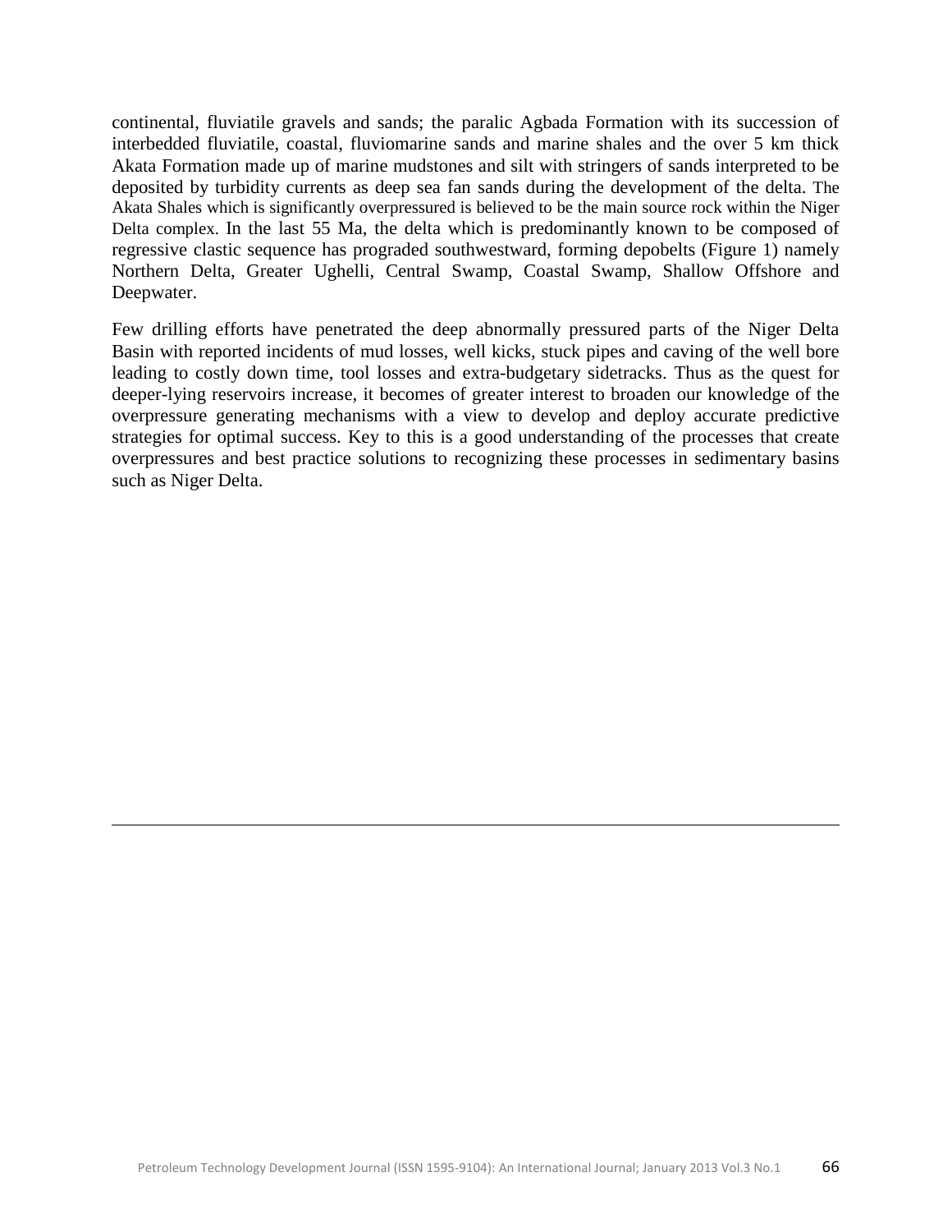continental, fluviatile gravels and sands; the paralic Agbada Formation with its succession of interbedded fluviatile, coastal, fluviomarine sands and marine shales and the over 5 km thick Akata Formation made up of marine mudstones and silt with stringers of sands interpreted to be deposited by turbidity currents as deep sea fan sands during the development of the delta. The Akata Shales which is significantly overpressured is believed to be the main source rock within the Niger Delta complex. In the last 55 Ma, the delta which is predominantly known to be composed of regressive clastic sequence has prograded southwestward, forming depobelts (Figure 1) namely Northern Delta, Greater Ughelli, Central Swamp, Coastal Swamp, Shallow Offshore and Deepwater.

Few drilling efforts have penetrated the deep abnormally pressured parts of the Niger Delta Basin with reported incidents of mud losses, well kicks, stuck pipes and caving of the well bore leading to costly down time, tool losses and extra-budgetary sidetracks. Thus as the quest for deeper-lying reservoirs increase, it becomes of greater interest to broaden our knowledge of the overpressure generating mechanisms with a view to develop and deploy accurate predictive strategies for optimal success. Key to this is a good understanding of the processes that create overpressures and best practice solutions to recognizing these processes in sedimentary basins such as Niger Delta.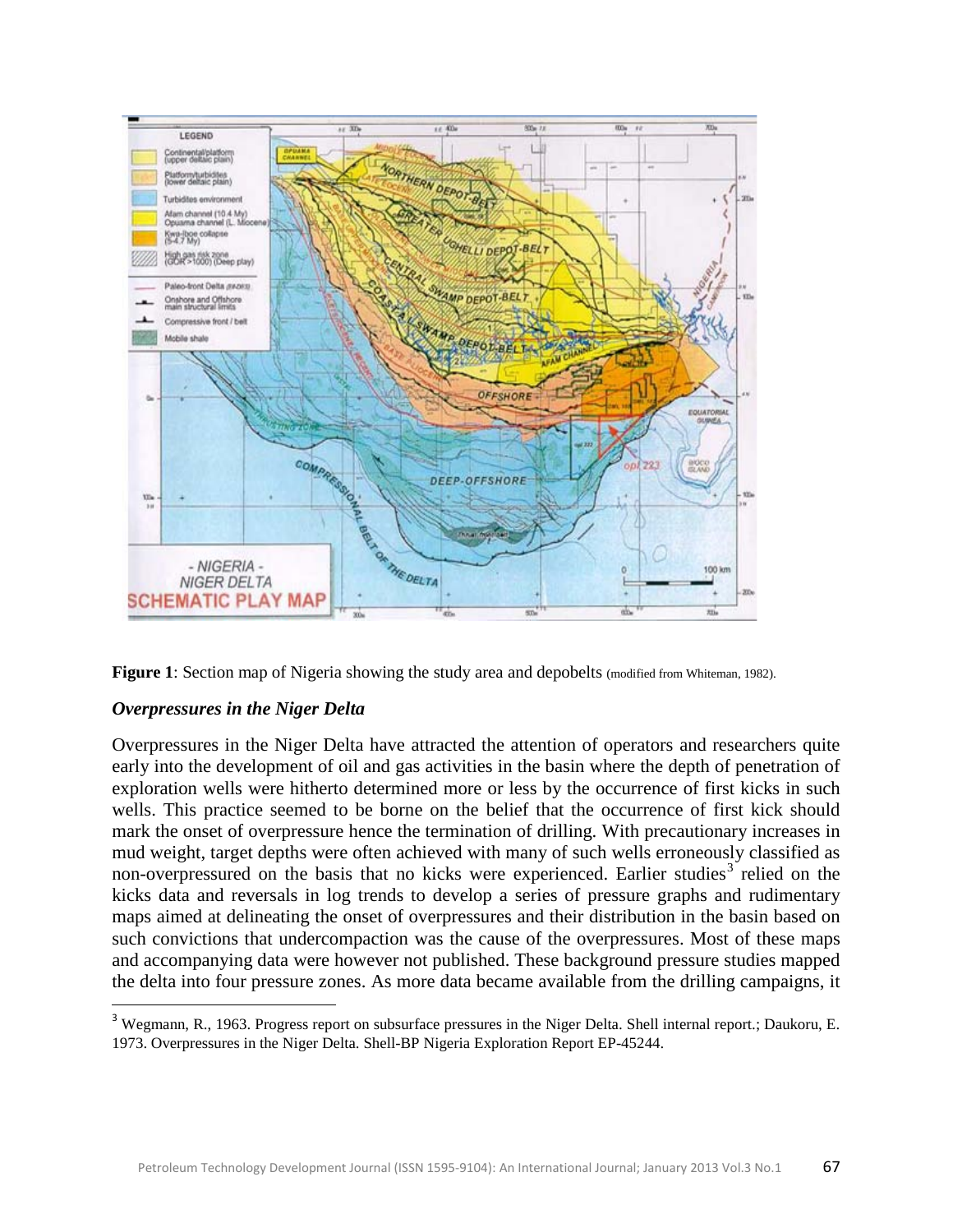**Figure 1**: Section map of Nigeria showing the study area and depobelts (modified from Whiteman, 1982).

### *Overpressures in the Niger Delta*

Overpressures in the Niger Delta have attracted the attention of operators and researchers quite early into the development of oil and gas activities in the basin where the depth of penetration of exploration wells were hitherto determined more or less by the occurrence of first kicks in such wells. This practice seemed to be borne on the belief that the occurrence of first kick should mark the onset of overpressure hence the termination of drilling. With precautionary increases in mud weight, target depths were often achieved with many of such wells erroneously classified as non-overpressured on the basis that no kicks were experienced. Earlier studies[3] relied on the kicks data and reversals in log trends to develop a series of pressure graphs and rudimentary maps aimed at delineating the onset of overpressures and their distribution in the basin based on such convictions that undercompaction was the cause of the overpressures. Most of these maps and accompanying data were however not published. These background pressure studies mapped the delta into four pressure zones. As more data became available from the drilling campaigns, it

[3] Wegmann, R., 1963. Progress report on subsurface pressures in the Niger Delta. Shell internal report.; Daukoru, E. 1973. Overpressures in the Niger Delta. Shell-BP Nigeria Exploration Report EP-45244.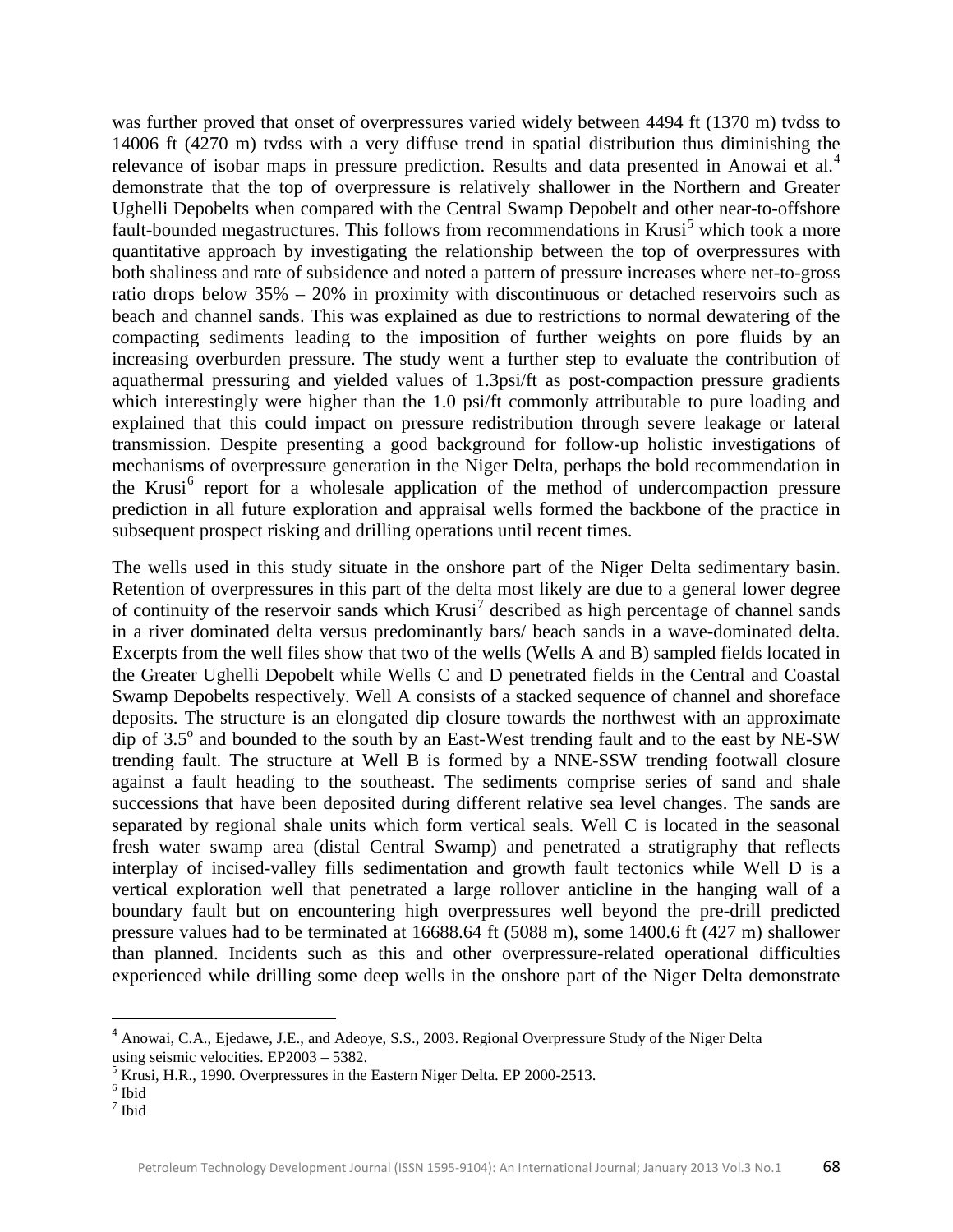was further proved that onset of overpressures varied widely between 4494 ft (1370 m) tvdss to 14006 ft (4270 m) tvdss with a very diffuse trend in spatial distribution thus diminishing the relevance of isobar maps in pressure prediction. Results and data presented in Anowai et al.[4] demonstrate that the top of overpressure is relatively shallower in the Northern and Greater Ughelli Depobelts when compared with the Central Swamp Depobelt and other near-to-offshore fault-bounded megastructures. This follows from recommendations in Krusi[5] which took a more quantitative approach by investigating the relationship between the top of overpressures with both shaliness and rate of subsidence and noted a pattern of pressure increases where net-to-gross ratio drops below 35% – 20% in proximity with discontinuous or detached reservoirs such as beach and channel sands. This was explained as due to restrictions to normal dewatering of the compacting sediments leading to the imposition of further weights on pore fluids by an increasing overburden pressure. The study went a further step to evaluate the contribution of aquathermal pressuring and yielded values of 1.3psi/ft as post-compaction pressure gradients which interestingly were higher than the 1.0 psi/ft commonly attributable to pure loading and explained that this could impact on pressure redistribution through severe leakage or lateral transmission. Despite presenting a good background for follow-up holistic investigations of mechanisms of overpressure generation in the Niger Delta, perhaps the bold recommendation in the Krusi[6] report for a wholesale application of the method of undercompaction pressure prediction in all future exploration and appraisal wells formed the backbone of the practice in subsequent prospect risking and drilling operations until recent times.

The wells used in this study situate in the onshore part of the Niger Delta sedimentary basin. Retention of overpressures in this part of the delta most likely are due to a general lower degree of continuity of the reservoir sands which Krusi[7] described as high percentage of channel sands in a river dominated delta versus predominantly bars/ beach sands in a wave-dominated delta. Excerpts from the well files show that two of the wells (Wells A and B) sampled fields located in the Greater Ughelli Depobelt while Wells C and D penetrated fields in the Central and Coastal Swamp Depobelts respectively. Well A consists of a stacked sequence of channel and shoreface deposits. The structure is an elongated dip closure towards the northwest with an approximate dip of $3.5^{o}$ and bounded to the south by an East-West trending fault and to the east by NE-SW trending fault. The structure at Well B is formed by a NNE-SSW trending footwall closure against a fault heading to the southeast. The sediments comprise series of sand and shale successions that have been deposited during different relative sea level changes. The sands are separated by regional shale units which form vertical seals. Well C is located in the seasonal fresh water swamp area (distal Central Swamp) and penetrated a stratigraphy that reflects interplay of incised-valley fills sedimentation and growth fault tectonics while Well D is a vertical exploration well that penetrated a large rollover anticline in the hanging wall of a boundary fault but on encountering high overpressures well beyond the pre-drill predicted pressure values had to be terminated at 16688.64 ft (5088 m), some 1400.6 ft (427 m) shallower than planned. Incidents such as this and other overpressure-related operational difficulties experienced while drilling some deep wells in the onshore part of the Niger Delta demonstrate

---

[4] Anowai, C.A., Ejedawe, J.E., and Adeoye, S.S., 2003. Regional Overpressure Study of the Niger Delta using seismic velocities. EP2003 – 5382.

[5] Krusi, H.R., 1990. Overpressures in the Eastern Niger Delta. EP 2000-2513.

[6] Ibid

[7] Ibid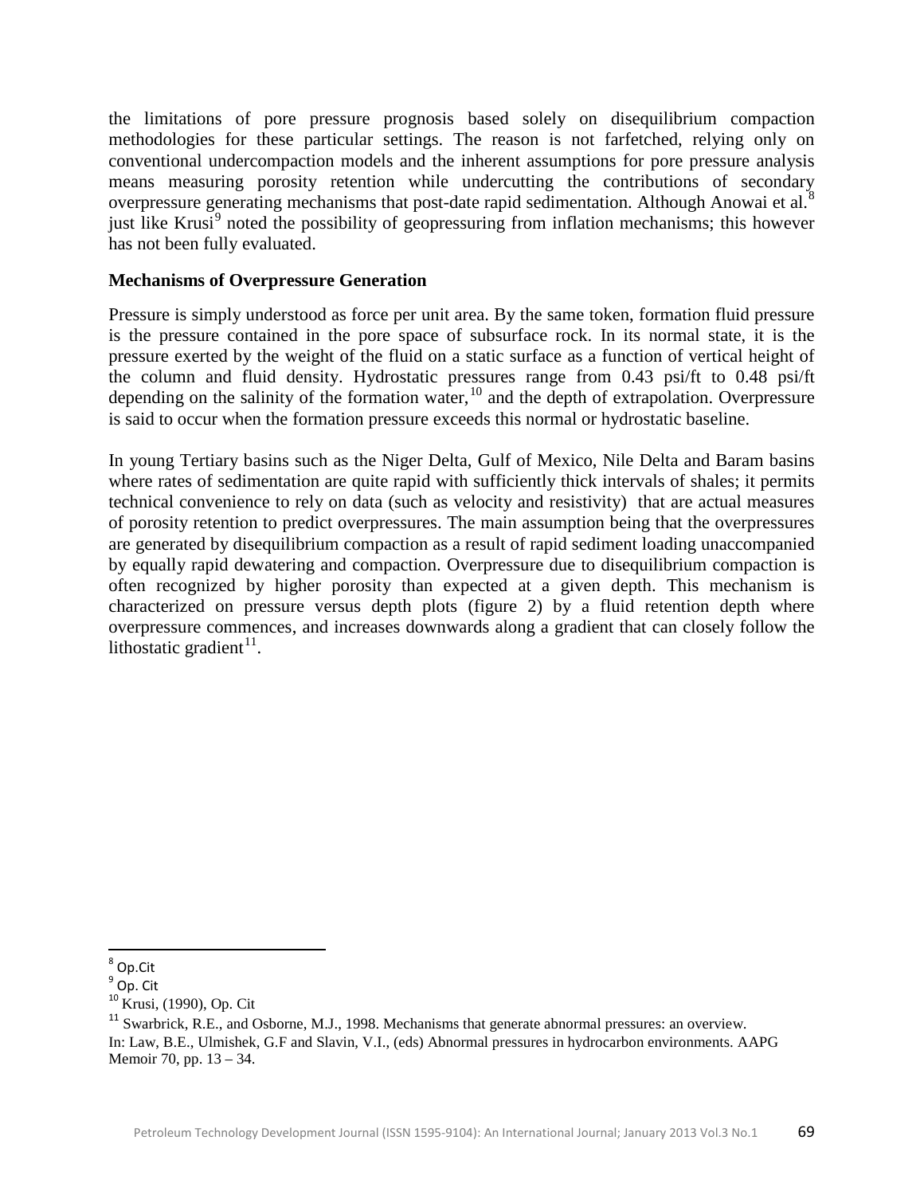the limitations of pore pressure prognosis based solely on disequilibrium compaction methodologies for these particular settings. The reason is not farfetched, relying only on conventional undercompaction models and the inherent assumptions for pore pressure analysis means measuring porosity retention while undercutting the contributions of secondary overpressure generating mechanisms that post-date rapid sedimentation. Although Anowai et al.[8] just like Krusi[9] noted the possibility of geopressuring from inflation mechanisms; this however has not been fully evaluated.

**Mechanisms of Overpressure Generation**

Pressure is simply understood as force per unit area. By the same token, formation fluid pressure is the pressure contained in the pore space of subsurface rock. In its normal state, it is the pressure exerted by the weight of the fluid on a static surface as a function of vertical height of the column and fluid density. Hydrostatic pressures range from 0.43 psi/ft to 0.48 psi/ft depending on the salinity of the formation water,[10] and the depth of extrapolation. Overpressure is said to occur when the formation pressure exceeds this normal or hydrostatic baseline.

In young Tertiary basins such as the Niger Delta, Gulf of Mexico, Nile Delta and Baram basins where rates of sedimentation are quite rapid with sufficiently thick intervals of shales; it permits technical convenience to rely on data (such as velocity and resistivity) that are actual measures of porosity retention to predict overpressures. The main assumption being that the overpressures are generated by disequilibrium compaction as a result of rapid sediment loading unaccompanied by equally rapid dewatering and compaction. Overpressure due to disequilibrium compaction is often recognized by higher porosity than expected at a given depth. This mechanism is characterized on pressure versus depth plots (figure 2) by a fluid retention depth where overpressure commences, and increases downwards along a gradient that can closely follow the lithostatic gradient[11].

---

[8] Op.Cit

[9] Op. Cit

[10] Krusi, (1990), Op. Cit

[11] Swarbrick, R.E., and Osborne, M.J., 1998. Mechanisms that generate abnormal pressures: an overview. In: Law, B.E., Ulmishek, G.F and Slavin, V.I., (eds) Abnormal pressures in hydrocarbon environments. AAPG Memoir 70, pp. 13 – 34.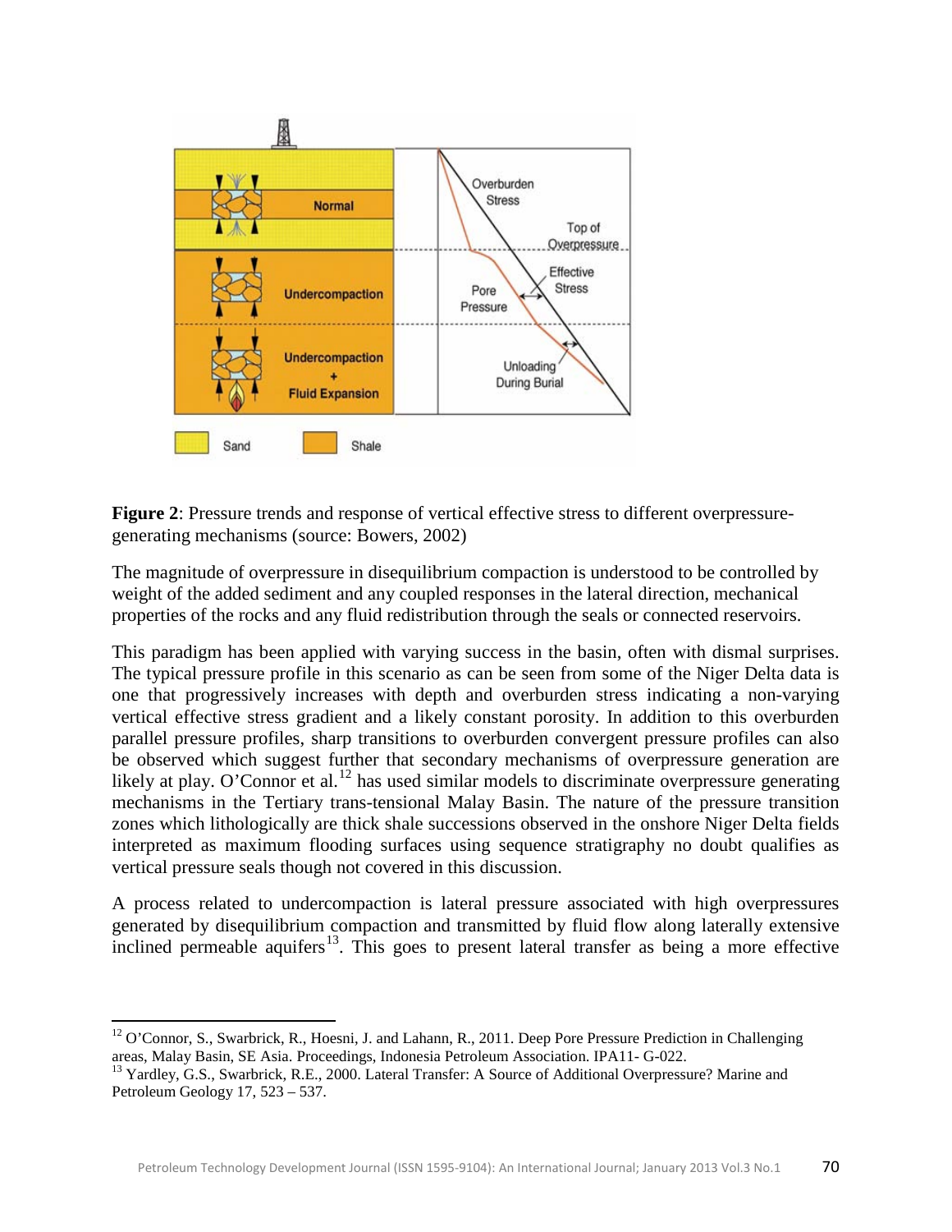**Figure 2**: Pressure trends and response of vertical effective stress to different overpressure-generating mechanisms (source: Bowers, 2002)

The magnitude of overpressure in disequilibrium compaction is understood to be controlled by weight of the added sediment and any coupled responses in the lateral direction, mechanical properties of the rocks and any fluid redistribution through the seals or connected reservoirs.

This paradigm has been applied with varying success in the basin, often with dismal surprises. The typical pressure profile in this scenario as can be seen from some of the Niger Delta data is one that progressively increases with depth and overburden stress indicating a non-varying vertical effective stress gradient and a likely constant porosity. In addition to this overburden parallel pressure profiles, sharp transitions to overburden convergent pressure profiles can also be observed which suggest further that secondary mechanisms of overpressure generation are likely at play. O'Connor et al.[12] has used similar models to discriminate overpressure generating mechanisms in the Tertiary trans-tensional Malay Basin. The nature of the pressure transition zones which lithologically are thick shale successions observed in the onshore Niger Delta fields interpreted as maximum flooding surfaces using sequence stratigraphy no doubt qualifies as vertical pressure seals though not covered in this discussion.

A process related to undercompaction is lateral pressure associated with high overpressures generated by disequilibrium compaction and transmitted by fluid flow along laterally extensive inclined permeable aquifers[13]. This goes to present lateral transfer as being a more effective

---

[12] O'Connor, S., Swarbrick, R., Hoesni, J. and Lahann, R., 2011. Deep Pore Pressure Prediction in Challenging areas, Malay Basin, SE Asia. Proceedings, Indonesia Petroleum Association. IPA11- G-022.

[13] Yardley, G.S., Swarbrick, R.E., 2000. Lateral Transfer: A Source of Additional Overpressure? Marine and Petroleum Geology 17, 523 – 537.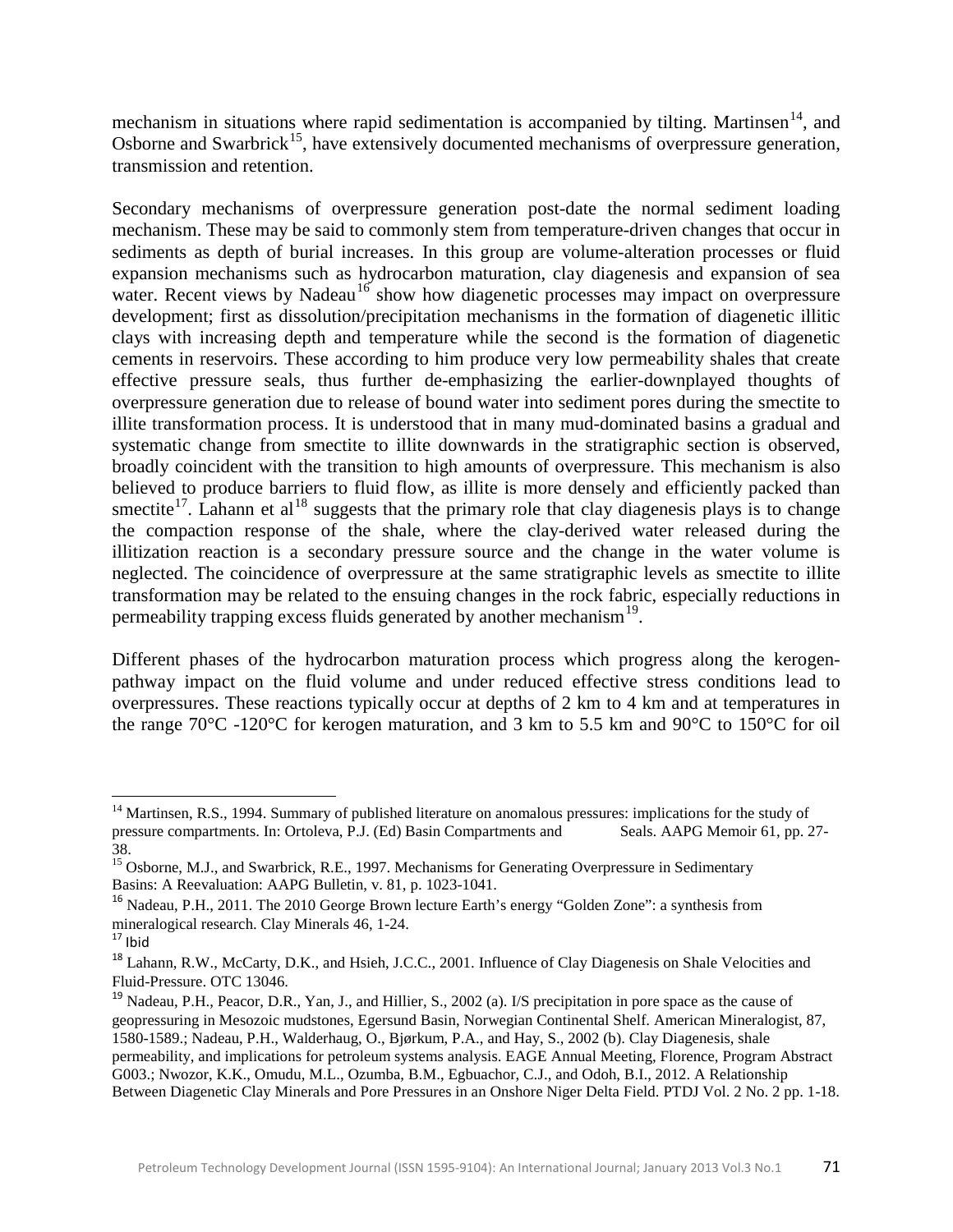mechanism in situations where rapid sedimentation is accompanied by tilting. Martinsen[14], and Osborne and Swarbrick[15], have extensively documented mechanisms of overpressure generation, transmission and retention.

Secondary mechanisms of overpressure generation post-date the normal sediment loading mechanism. These may be said to commonly stem from temperature-driven changes that occur in sediments as depth of burial increases. In this group are volume-alteration processes or fluid expansion mechanisms such as hydrocarbon maturation, clay diagenesis and expansion of sea water. Recent views by Nadeau[16] show how diagenetic processes may impact on overpressure development; first as dissolution/precipitation mechanisms in the formation of diagenetic illitic clays with increasing depth and temperature while the second is the formation of diagenetic cements in reservoirs. These according to him produce very low permeability shales that create effective pressure seals, thus further de-emphasizing the earlier-downplayed thoughts of overpressure generation due to release of bound water into sediment pores during the smectite to illite transformation process. It is understood that in many mud-dominated basins a gradual and systematic change from smectite to illite downwards in the stratigraphic section is observed, broadly coincident with the transition to high amounts of overpressure. This mechanism is also believed to produce barriers to fluid flow, as illite is more densely and efficiently packed than smectite[17]. Lahann et al[18] suggests that the primary role that clay diagenesis plays is to change the compaction response of the shale, where the clay-derived water released during the illitization reaction is a secondary pressure source and the change in the water volume is neglected. The coincidence of overpressure at the same stratigraphic levels as smectite to illite transformation may be related to the ensuing changes in the rock fabric, especially reductions in permeability trapping excess fluids generated by another mechanism[19].

Different phases of the hydrocarbon maturation process which progress along the kerogen-pathway impact on the fluid volume and under reduced effective stress conditions lead to overpressures. These reactions typically occur at depths of 2 km to 4 km and at temperatures in the range 70°C -120°C for kerogen maturation, and 3 km to 5.5 km and 90°C to 150°C for oil

---

[14] Martinsen, R.S., 1994. Summary of published literature on anomalous pressures: implications for the study of pressure compartments. In: Ortoleva, P.J. (Ed) Basin Compartments and Seals. AAPG Memoir 61, pp. 27-38.

[15] Osborne, M.J., and Swarbrick, R.E., 1997. Mechanisms for Generating Overpressure in Sedimentary Basins: A Reevaluation: AAPG Bulletin, v. 81, p. 1023-1041.

[16] Nadeau, P.H., 2011. The 2010 George Brown lecture Earth's energy "Golden Zone": a synthesis from mineralogical research. Clay Minerals 46, 1-24.

[17] Ibid

[18] Lahann, R.W., McCarty, D.K., and Hsieh, J.C.C., 2001. Influence of Clay Diagenesis on Shale Velocities and Fluid-Pressure. OTC 13046.

[19] Nadeau, P.H., Peacor, D.R., Yan, J., and Hillier, S., 2002 (a). I/S precipitation in pore space as the cause of geopressuring in Mesozoic mudstones, Egersund Basin, Norwegian Continental Shelf. American Mineralogist, 87, 1580-1589.; Nadeau, P.H., Walderhaug, O., Bjørkum, P.A., and Hay, S., 2002 (b). Clay Diagenesis, shale permeability, and implications for petroleum systems analysis. EAGE Annual Meeting, Florence, Program Abstract G003.; Nwozor, K.K., Omudu, M.L., Ozumba, B.M., Egbuachor, C.J., and Odoh, B.I., 2012. A Relationship Between Diagenetic Clay Minerals and Pore Pressures in an Onshore Niger Delta Field. PTDJ Vol. 2 No. 2 pp. 1-18.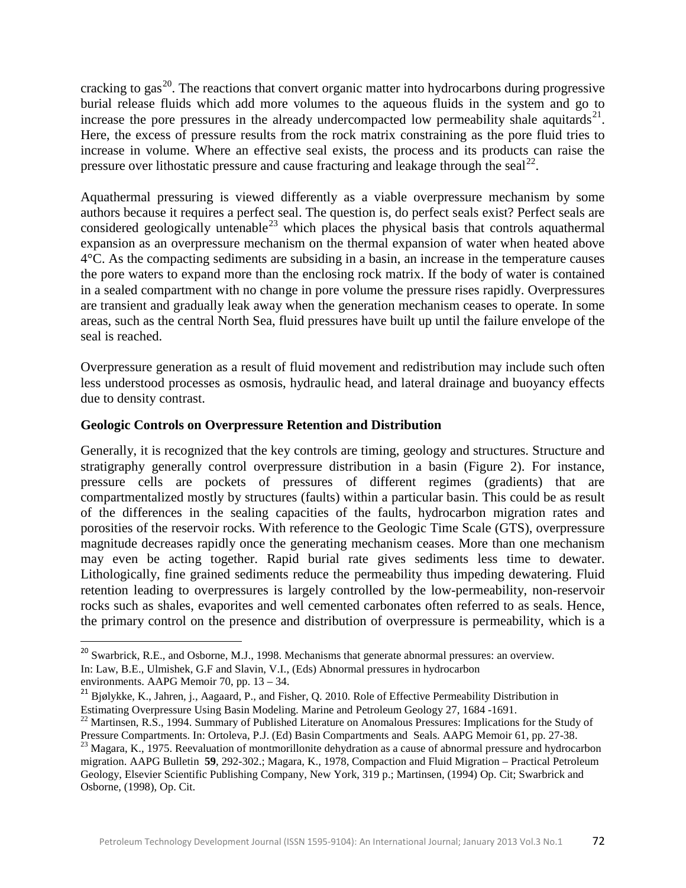cracking to gas[20]. The reactions that convert organic matter into hydrocarbons during progressive burial release fluids which add more volumes to the aqueous fluids in the system and go to increase the pore pressures in the already undercompacted low permeability shale aquitards[21]. Here, the excess of pressure results from the rock matrix constraining as the pore fluid tries to increase in volume. Where an effective seal exists, the process and its products can raise the pressure over lithostatic pressure and cause fracturing and leakage through the seal[22].

Aquathermal pressuring is viewed differently as a viable overpressure mechanism by some authors because it requires a perfect seal. The question is, do perfect seals exist? Perfect seals are considered geologically untenable[23] which places the physical basis that controls aquathermal expansion as an overpressure mechanism on the thermal expansion of water when heated above 4°C. As the compacting sediments are subsiding in a basin, an increase in the temperature causes the pore waters to expand more than the enclosing rock matrix. If the body of water is contained in a sealed compartment with no change in pore volume the pressure rises rapidly. Overpressures are transient and gradually leak away when the generation mechanism ceases to operate. In some areas, such as the central North Sea, fluid pressures have built up until the failure envelope of the seal is reached.

Overpressure generation as a result of fluid movement and redistribution may include such often less understood processes as osmosis, hydraulic head, and lateral drainage and buoyancy effects due to density contrast.

**Geologic Controls on Overpressure Retention and Distribution**

Generally, it is recognized that the key controls are timing, geology and structures. Structure and stratigraphy generally control overpressure distribution in a basin (Figure 2). For instance, pressure cells are pockets of pressures of different regimes (gradients) that are compartmentalized mostly by structures (faults) within a particular basin. This could be as result of the differences in the sealing capacities of the faults, hydrocarbon migration rates and porosities of the reservoir rocks. With reference to the Geologic Time Scale (GTS), overpressure magnitude decreases rapidly once the generating mechanism ceases. More than one mechanism may even be acting together. Rapid burial rate gives sediments less time to dewater. Lithologically, fine grained sediments reduce the permeability thus impeding dewatering. Fluid retention leading to overpressures is largely controlled by the low-permeability, non-reservoir rocks such as shales, evaporites and well cemented carbonates often referred to as seals. Hence, the primary control on the presence and distribution of overpressure is permeability, which is a

---

[20] Swarbrick, R.E., and Osborne, M.J., 1998. Mechanisms that generate abnormal pressures: an overview. In: Law, B.E., Ulmishek, G.F and Slavin, V.I., (Eds) Abnormal pressures in hydrocarbon environments. AAPG Memoir 70, pp. 13 – 34.

[21] Bjølykke, K., Jahren, j., Aagaard, P., and Fisher, Q. 2010. Role of Effective Permeability Distribution in Estimating Overpressure Using Basin Modeling. Marine and Petroleum Geology 27, 1684 -1691.

[22] Martinsen, R.S., 1994. Summary of Published Literature on Anomalous Pressures: Implications for the Study of Pressure Compartments. In: Ortoleva, P.J. (Ed) Basin Compartments and Seals. AAPG Memoir 61, pp. 27-38.

[23] Magara, K., 1975. Reevaluation of montmorillonite dehydration as a cause of abnormal pressure and hydrocarbon migration. AAPG Bulletin **59**, 292-302.; Magara, K., 1978, Compaction and Fluid Migration – Practical Petroleum Geology, Elsevier Scientific Publishing Company, New York, 319 p.; Martinsen, (1994) Op. Cit; Swarbrick and Osborne, (1998), Op. Cit.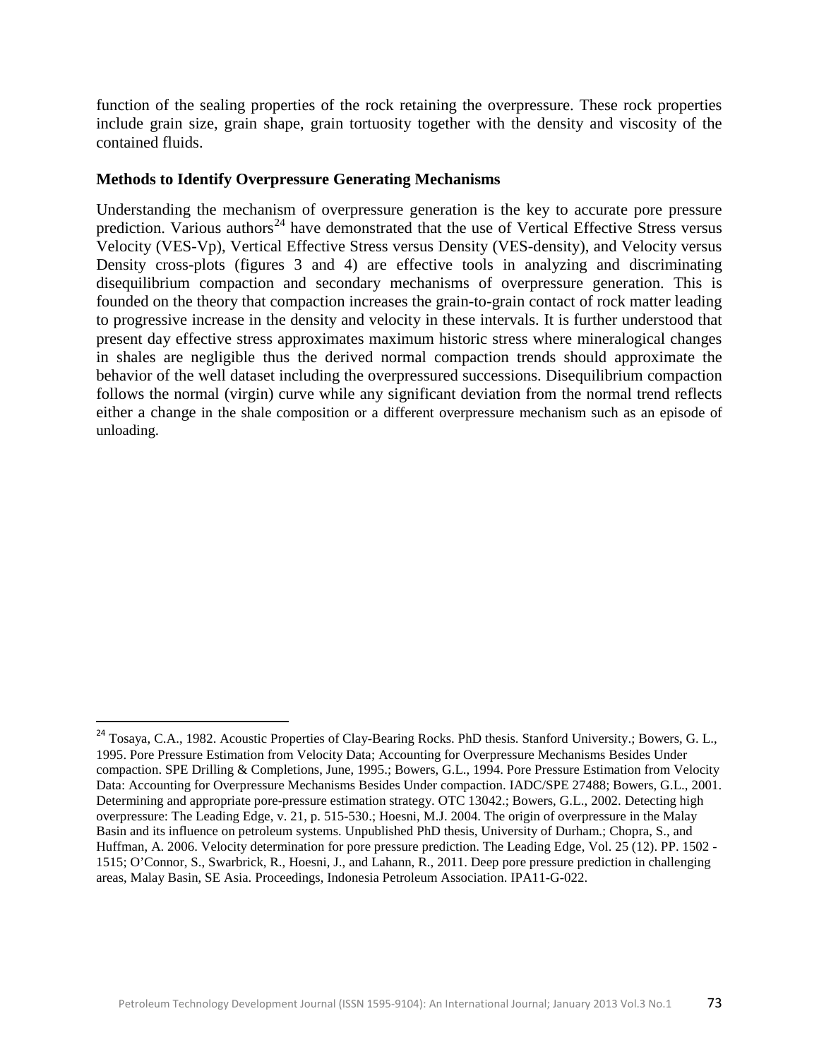function of the sealing properties of the rock retaining the overpressure. These rock properties include grain size, grain shape, grain tortuosity together with the density and viscosity of the contained fluids.

**Methods to Identify Overpressure Generating Mechanisms**

Understanding the mechanism of overpressure generation is the key to accurate pore pressure prediction. Various authors[24] have demonstrated that the use of Vertical Effective Stress versus Velocity (VES-Vp), Vertical Effective Stress versus Density (VES-density), and Velocity versus Density cross-plots (figures 3 and 4) are effective tools in analyzing and discriminating disequilibrium compaction and secondary mechanisms of overpressure generation. This is founded on the theory that compaction increases the grain-to-grain contact of rock matter leading to progressive increase in the density and velocity in these intervals. It is further understood that present day effective stress approximates maximum historic stress where mineralogical changes in shales are negligible thus the derived normal compaction trends should approximate the behavior of the well dataset including the overpressured successions. Disequilibrium compaction follows the normal (virgin) curve while any significant deviation from the normal trend reflects either a change in the shale composition or a different overpressure mechanism such as an episode of unloading.

---

[24] Tosaya, C.A., 1982. Acoustic Properties of Clay-Bearing Rocks. PhD thesis. Stanford University.; Bowers, G. L., 1995. Pore Pressure Estimation from Velocity Data; Accounting for Overpressure Mechanisms Besides Under compaction. SPE Drilling & Completions, June, 1995.; Bowers, G.L., 1994. Pore Pressure Estimation from Velocity Data: Accounting for Overpressure Mechanisms Besides Under compaction. IADC/SPE 27488; Bowers, G.L., 2001. Determining and appropriate pore-pressure estimation strategy. OTC 13042.; Bowers, G.L., 2002. Detecting high overpressure: The Leading Edge, v. 21, p. 515-530.; Hoesni, M.J. 2004. The origin of overpressure in the Malay Basin and its influence on petroleum systems. Unpublished PhD thesis, University of Durham.; Chopra, S., and Huffman, A. 2006. Velocity determination for pore pressure prediction. The Leading Edge, Vol. 25 (12). PP. 1502 - 1515; O'Connor, S., Swarbrick, R., Hoesni, J., and Lahann, R., 2011. Deep pore pressure prediction in challenging areas, Malay Basin, SE Asia. Proceedings, Indonesia Petroleum Association. IPA11-G-022.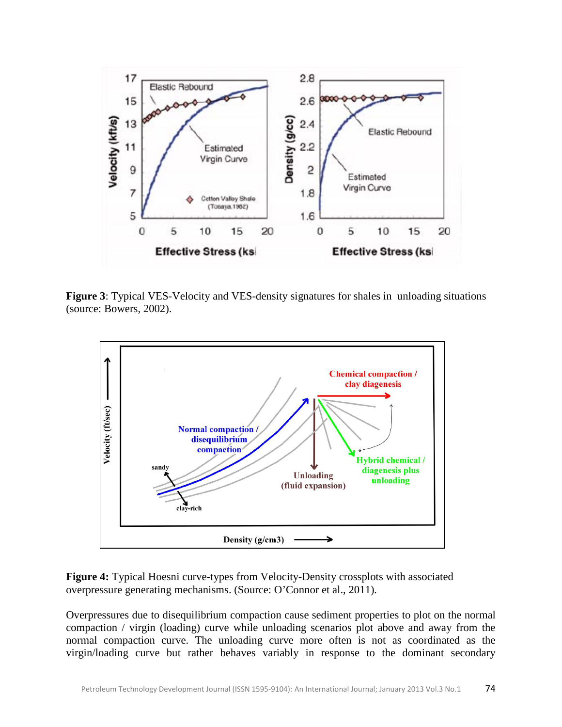**Figure 3**: Typical VES-Velocity and VES-density signatures for shales in unloading situations (source: Bowers, 2002).

**Figure 4:** Typical Hoesni curve-types from Velocity-Density crossplots with associated overpressure generating mechanisms. (Source: O'Connor et al., 2011).

Overpressures due to disequilibrium compaction cause sediment properties to plot on the normal compaction / virgin (loading) curve while unloading scenarios plot above and away from the normal compaction curve. The unloading curve more often is not as coordinated as the virgin/loading curve but rather behaves variably in response to the dominant secondary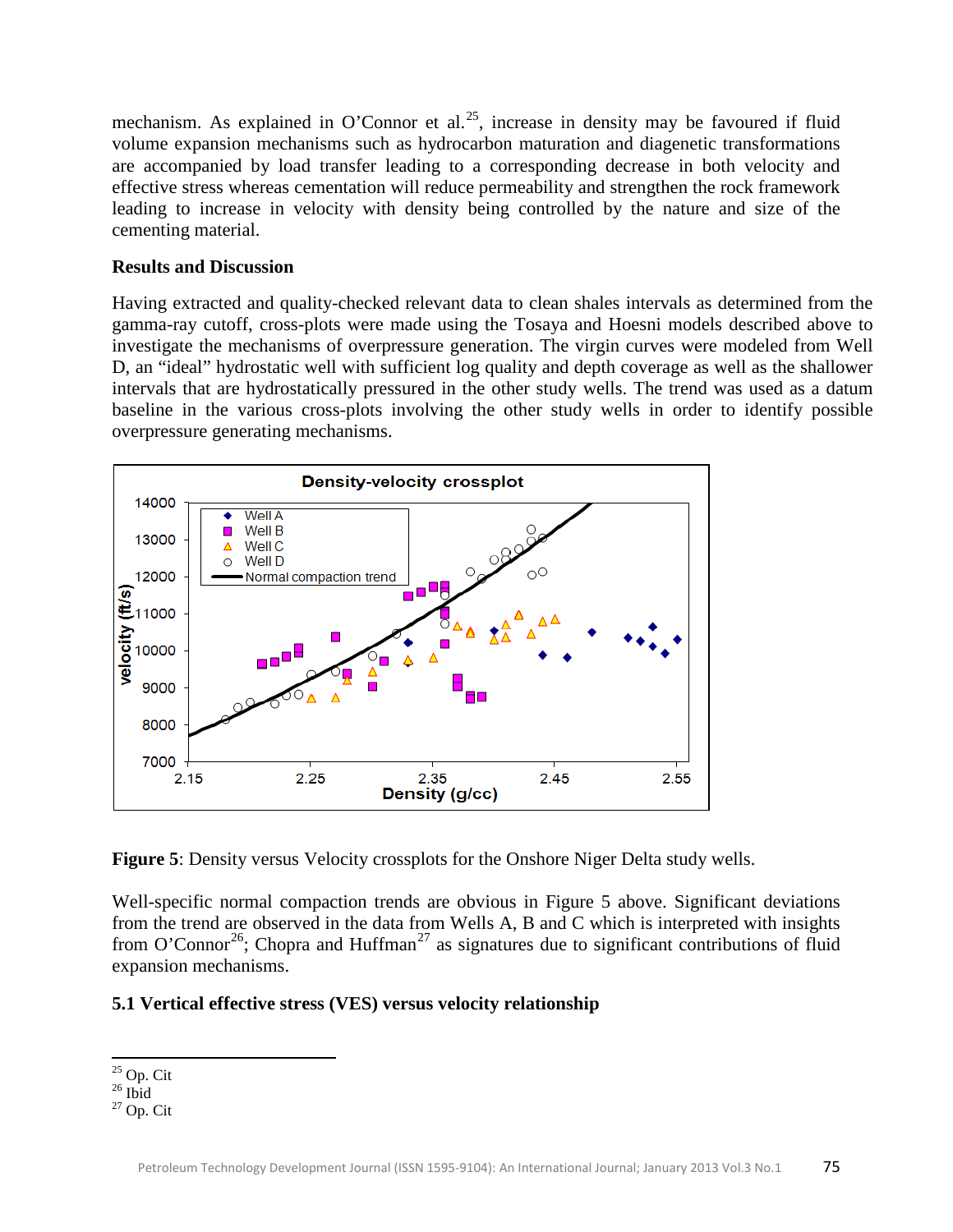mechanism. As explained in O'Connor et al.[25], increase in density may be favoured if fluid volume expansion mechanisms such as hydrocarbon maturation and diagenetic transformations are accompanied by load transfer leading to a corresponding decrease in both velocity and effective stress whereas cementation will reduce permeability and strengthen the rock framework leading to increase in velocity with density being controlled by the nature and size of the cementing material.

**Results and Discussion**

Having extracted and quality-checked relevant data to clean shales intervals as determined from the gamma-ray cutoff, cross-plots were made using the Tosaya and Hoesni models described above to investigate the mechanisms of overpressure generation. The virgin curves were modeled from Well D, an "ideal" hydrostatic well with sufficient log quality and depth coverage as well as the shallower intervals that are hydrostatically pressured in the other study wells. The trend was used as a datum baseline in the various cross-plots involving the other study wells in order to identify possible overpressure generating mechanisms.

**Figure 5**: Density versus Velocity crossplots for the Onshore Niger Delta study wells.

Well-specific normal compaction trends are obvious in Figure 5 above. Significant deviations from the trend are observed in the data from Wells A, B and C which is interpreted with insights from O'Connor[26]; Chopra and Huffman[27] as signatures due to significant contributions of fluid expansion mechanisms.

## 5.1 Vertical effective stress (VES) versus velocity relationship

---

[25] Op. Cit

[26] Ibid

[27] Op. Cit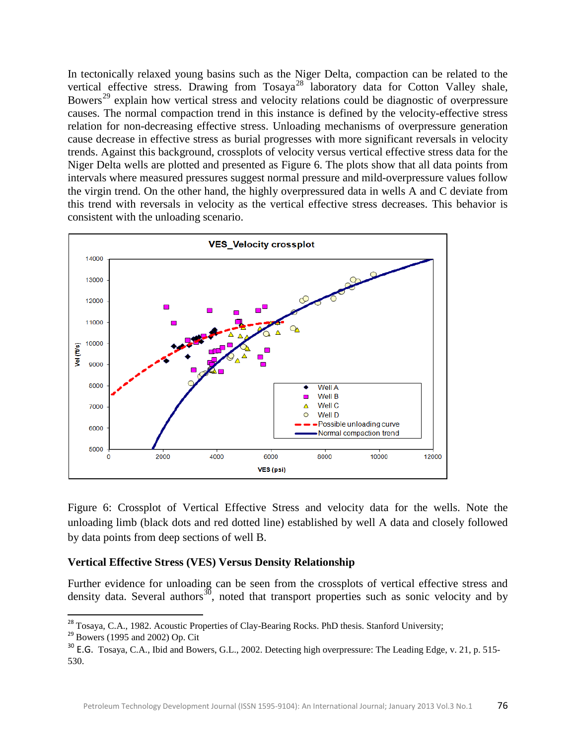In tectonically relaxed young basins such as the Niger Delta, compaction can be related to the vertical effective stress. Drawing from Tosaya[28] laboratory data for Cotton Valley shale, Bowers[29] explain how vertical stress and velocity relations could be diagnostic of overpressure causes. The normal compaction trend in this instance is defined by the velocity-effective stress relation for non-decreasing effective stress. Unloading mechanisms of overpressure generation cause decrease in effective stress as burial progresses with more significant reversals in velocity trends. Against this background, crossplots of velocity versus vertical effective stress data for the Niger Delta wells are plotted and presented as Figure 6. The plots show that all data points from intervals where measured pressures suggest normal pressure and mild-overpressure values follow the virgin trend. On the other hand, the highly overpressured data in wells A and C deviate from this trend with reversals in velocity as the vertical effective stress decreases. This behavior is consistent with the unloading scenario.

Figure 6: Crossplot of Vertical Effective Stress and velocity data for the wells. Note the unloading limb (black dots and red dotted line) established by well A data and closely followed by data points from deep sections of well B.

### Vertical Effective Stress (VES) Versus Density Relationship

Further evidence for unloading can be seen from the crossplots of vertical effective stress and density data. Several authors[30], noted that transport properties such as sonic velocity and by

---

[28] Tosaya, C.A., 1982. Acoustic Properties of Clay-Bearing Rocks. PhD thesis. Stanford University;

[29] Bowers (1995 and 2002) Op. Cit

[30] E.G. Tosaya, C.A., Ibid and Bowers, G.L., 2002. Detecting high overpressure: The Leading Edge, v. 21, p. 515-530.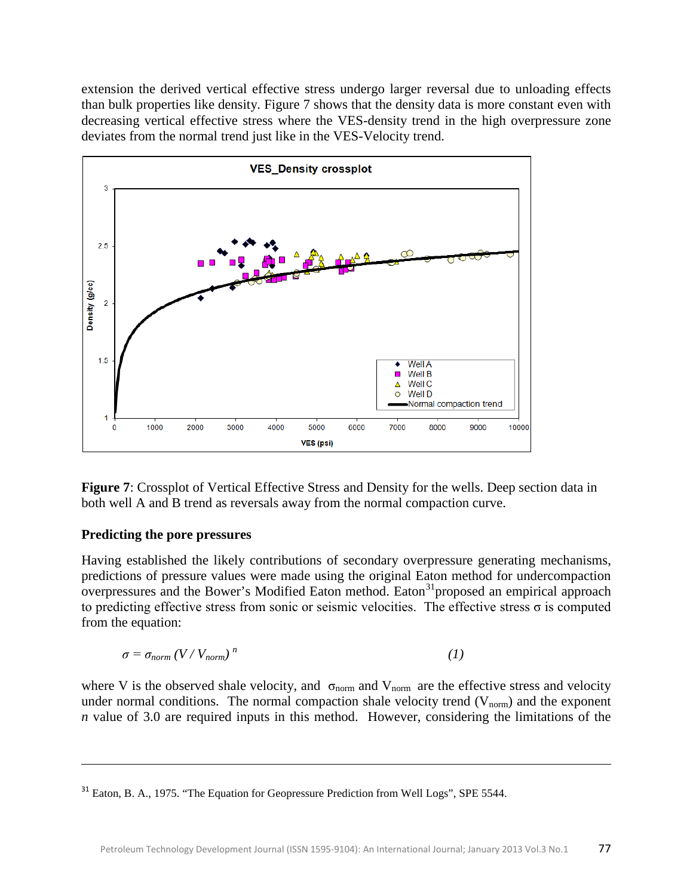extension the derived vertical effective stress undergo larger reversal due to unloading effects than bulk properties like density. Figure 7 shows that the density data is more constant even with decreasing vertical effective stress where the VES-density trend in the high overpressure zone deviates from the normal trend just like in the VES-Velocity trend.

**Figure 7**: Crossplot of Vertical Effective Stress and Density for the wells. Deep section data in both well A and B trend as reversals away from the normal compaction curve.

### Predicting the pore pressures

Having established the likely contributions of secondary overpressure generating mechanisms, predictions of pressure values were made using the original Eaton method for undercompaction overpressures and the Bower's Modified Eaton method. Eaton[31]proposed an empirical approach to predicting effective stress from sonic or seismic velocities. The effective stress σ is computed from the equation:

$$\sigma = \sigma_{norm} \left(V / V_{norm}\right)^{n} \qquad (1)$$

where V is the observed shale velocity, and $\sigma_{norm}$ and $V_{norm}$ are the effective stress and velocity under normal conditions. The normal compaction shale velocity trend ($V_{norm}$) and the exponent *n* value of 3.0 are required inputs in this method. However, considering the limitations of the

---

[31] Eaton, B. A., 1975. "The Equation for Geopressure Prediction from Well Logs", SPE 5544.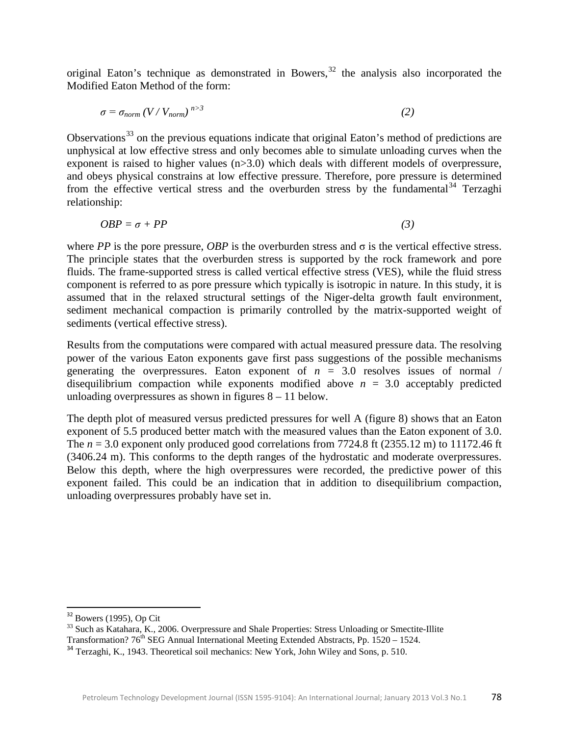original Eaton's technique as demonstrated in Bowers,[32] the analysis also incorporated the Modified Eaton Method of the form:

$$\sigma = \sigma_{norm} \left(V / V_{norm}\right)^{n>3} \qquad (2)$$

Observations[33] on the previous equations indicate that original Eaton's method of predictions are unphysical at low effective stress and only becomes able to simulate unloading curves when the exponent is raised to higher values (n>3.0) which deals with different models of overpressure, and obeys physical constrains at low effective pressure. Therefore, pore pressure is determined from the effective vertical stress and the overburden stress by the fundamental[34] Terzaghi relationship:

$$OBP = \sigma + PP \qquad (3)$$

where *PP* is the pore pressure, *OBP* is the overburden stress and $\sigma$ is the vertical effective stress. The principle states that the overburden stress is supported by the rock framework and pore fluids. The frame-supported stress is called vertical effective stress (VES), while the fluid stress component is referred to as pore pressure which typically is isotropic in nature. In this study, it is assumed that in the relaxed structural settings of the Niger-delta growth fault environment, sediment mechanical compaction is primarily controlled by the matrix-supported weight of sediments (vertical effective stress).

Results from the computations were compared with actual measured pressure data. The resolving power of the various Eaton exponents gave first pass suggestions of the possible mechanisms generating the overpressures. Eaton exponent of $n = 3.0$ resolves issues of normal / disequilibrium compaction while exponents modified above $n = 3.0$ acceptably predicted unloading overpressures as shown in figures 8 – 11 below.

The depth plot of measured versus predicted pressures for well A (figure 8) shows that an Eaton exponent of 5.5 produced better match with the measured values than the Eaton exponent of 3.0. The $n = 3.0$ exponent only produced good correlations from 7724.8 ft (2355.12 m) to 11172.46 ft (3406.24 m). This conforms to the depth ranges of the hydrostatic and moderate overpressures. Below this depth, where the high overpressures were recorded, the predictive power of this exponent failed. This could be an indication that in addition to disequilibrium compaction, unloading overpressures probably have set in.

---

[32] Bowers (1995), Op Cit

[33] Such as Katahara, K., 2006. Overpressure and Shale Properties: Stress Unloading or Smectite-Illite Transformation? 76th SEG Annual International Meeting Extended Abstracts, Pp. 1520 – 1524.

[34] Terzaghi, K., 1943. Theoretical soil mechanics: New York, John Wiley and Sons, p. 510.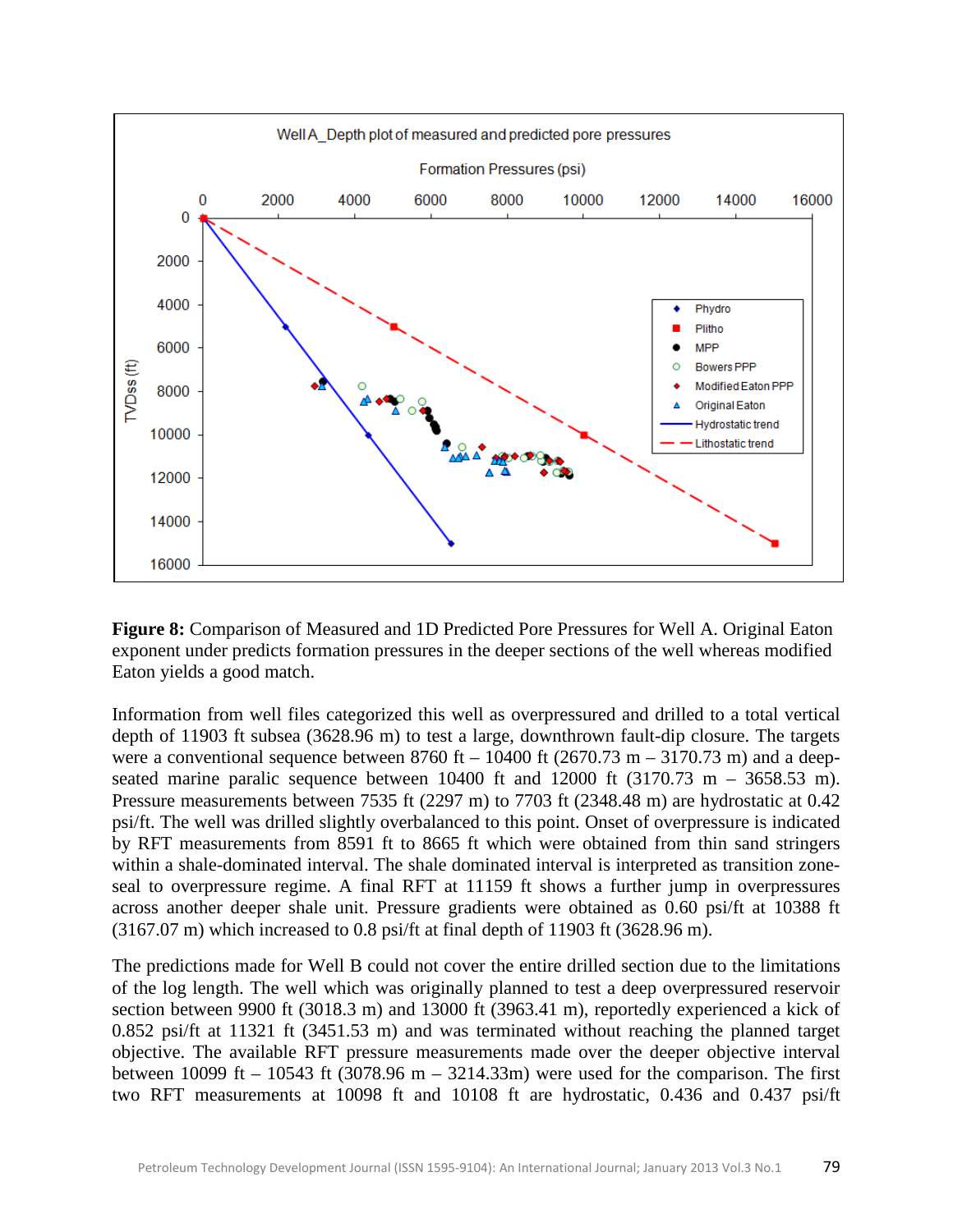**Figure 8:** Comparison of Measured and 1D Predicted Pore Pressures for Well A. Original Eaton exponent under predicts formation pressures in the deeper sections of the well whereas modified Eaton yields a good match.

Information from well files categorized this well as overpressured and drilled to a total vertical depth of 11903 ft subsea (3628.96 m) to test a large, downthrown fault-dip closure. The targets were a conventional sequence between 8760 ft – 10400 ft (2670.73 m – 3170.73 m) and a deep-seated marine paralic sequence between 10400 ft and 12000 ft (3170.73 m – 3658.53 m). Pressure measurements between 7535 ft (2297 m) to 7703 ft (2348.48 m) are hydrostatic at 0.42 psi/ft. The well was drilled slightly overbalanced to this point. Onset of overpressure is indicated by RFT measurements from 8591 ft to 8665 ft which were obtained from thin sand stringers within a shale-dominated interval. The shale dominated interval is interpreted as transition zone-seal to overpressure regime. A final RFT at 11159 ft shows a further jump in overpressures across another deeper shale unit. Pressure gradients were obtained as 0.60 psi/ft at 10388 ft (3167.07 m) which increased to 0.8 psi/ft at final depth of 11903 ft (3628.96 m).

The predictions made for Well B could not cover the entire drilled section due to the limitations of the log length. The well which was originally planned to test a deep overpressured reservoir section between 9900 ft (3018.3 m) and 13000 ft (3963.41 m), reportedly experienced a kick of 0.852 psi/ft at 11321 ft (3451.53 m) and was terminated without reaching the planned target objective. The available RFT pressure measurements made over the deeper objective interval between 10099 ft – 10543 ft (3078.96 m – 3214.33m) were used for the comparison. The first two RFT measurements at 10098 ft and 10108 ft are hydrostatic, 0.436 and 0.437 psi/ft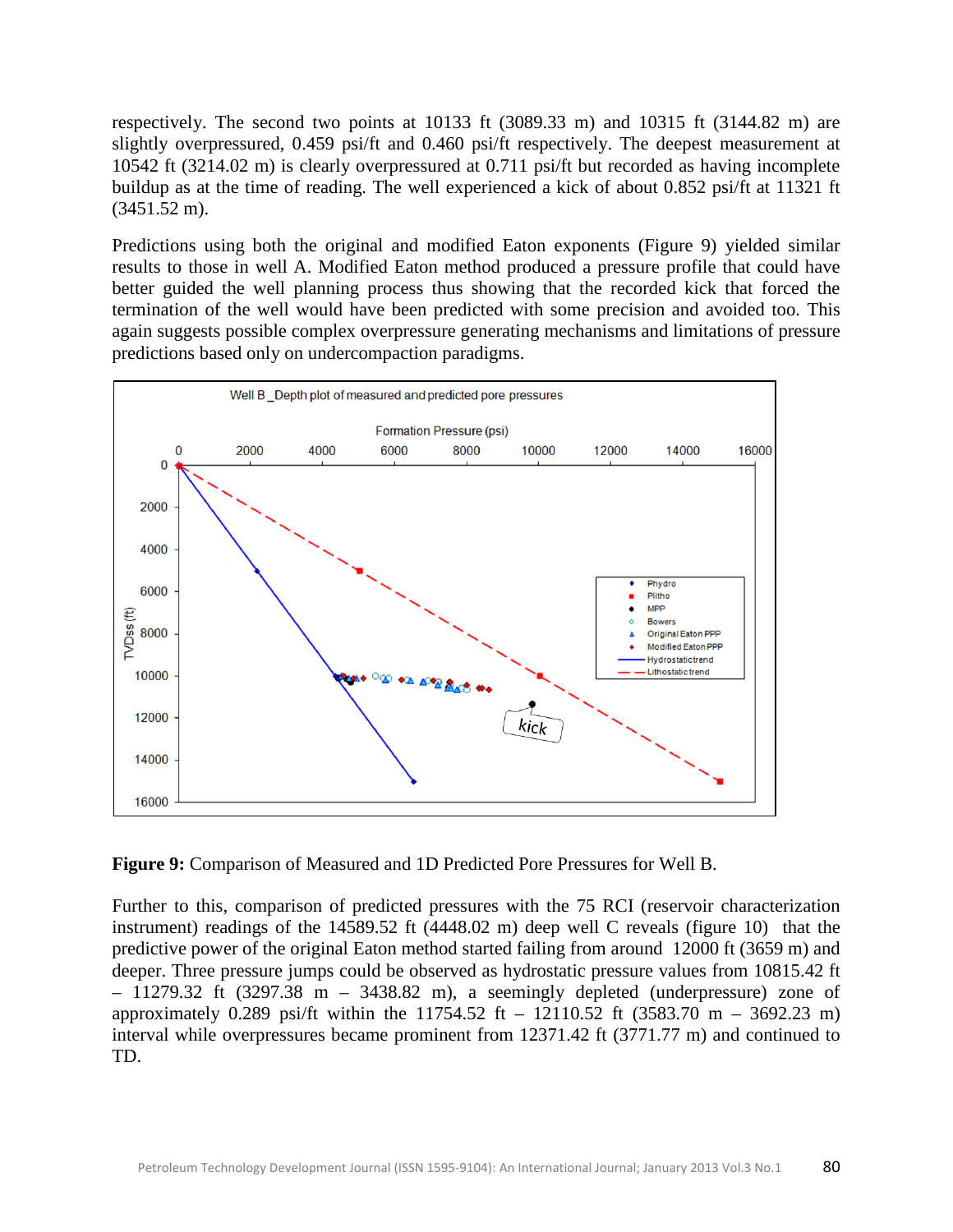respectively. The second two points at 10133 ft (3089.33 m) and 10315 ft (3144.82 m) are slightly overpressured, 0.459 psi/ft and 0.460 psi/ft respectively. The deepest measurement at 10542 ft (3214.02 m) is clearly overpressured at 0.711 psi/ft but recorded as having incomplete buildup as at the time of reading. The well experienced a kick of about 0.852 psi/ft at 11321 ft (3451.52 m).

Predictions using both the original and modified Eaton exponents (Figure 9) yielded similar results to those in well A. Modified Eaton method produced a pressure profile that could have better guided the well planning process thus showing that the recorded kick that forced the termination of the well would have been predicted with some precision and avoided too. This again suggests possible complex overpressure generating mechanisms and limitations of pressure predictions based only on undercompaction paradigms.

**Figure 9:** Comparison of Measured and 1D Predicted Pore Pressures for Well B.

Further to this, comparison of predicted pressures with the 75 RCI (reservoir characterization instrument) readings of the 14589.52 ft (4448.02 m) deep well C reveals (figure 10) that the predictive power of the original Eaton method started failing from around 12000 ft (3659 m) and deeper. Three pressure jumps could be observed as hydrostatic pressure values from 10815.42 ft – 11279.32 ft (3297.38 m – 3438.82 m), a seemingly depleted (underpressure) zone of approximately 0.289 psi/ft within the 11754.52 ft – 12110.52 ft (3583.70 m – 3692.23 m) interval while overpressures became prominent from 12371.42 ft (3771.77 m) and continued to TD.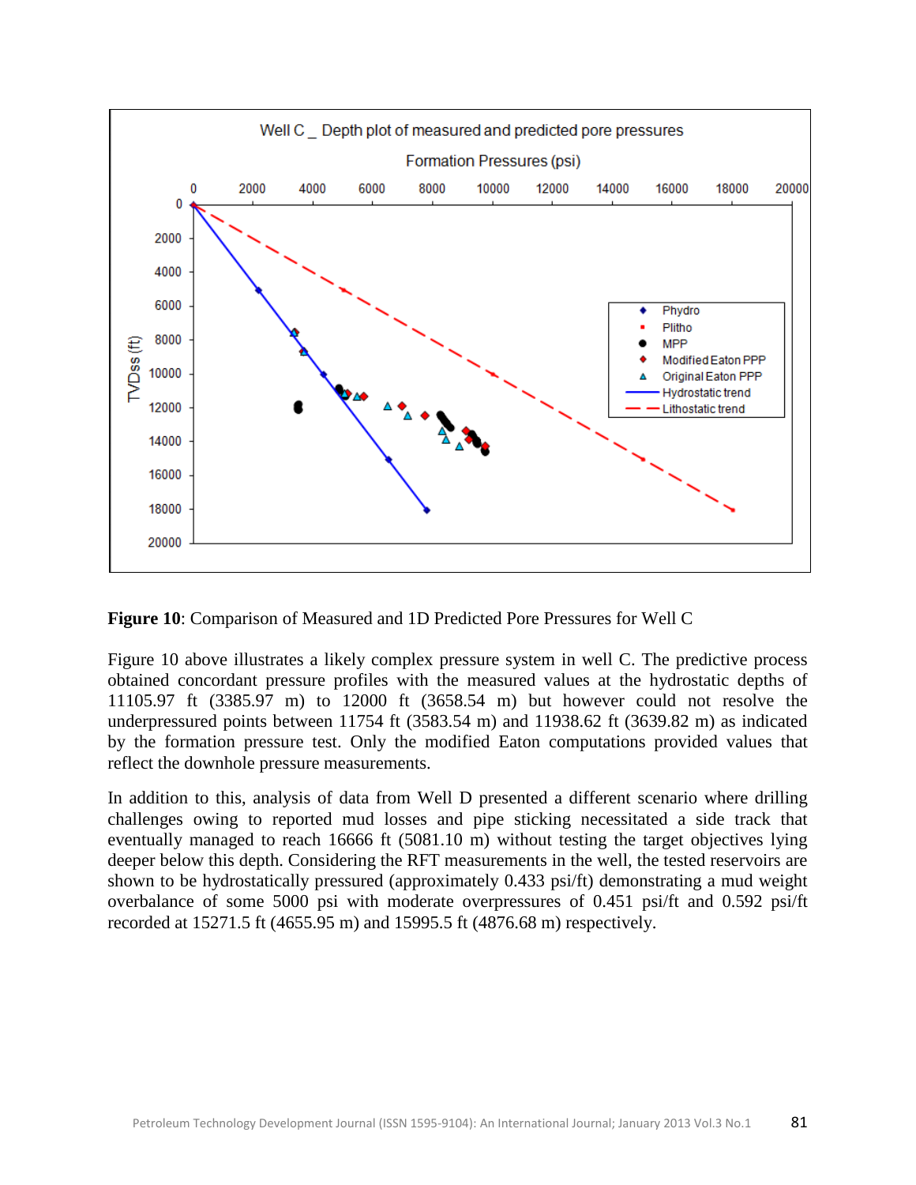**Figure 10**: Comparison of Measured and 1D Predicted Pore Pressures for Well C

Figure 10 above illustrates a likely complex pressure system in well C. The predictive process obtained concordant pressure profiles with the measured values at the hydrostatic depths of 11105.97 ft (3385.97 m) to 12000 ft (3658.54 m) but however could not resolve the underpressured points between 11754 ft (3583.54 m) and 11938.62 ft (3639.82 m) as indicated by the formation pressure test. Only the modified Eaton computations provided values that reflect the downhole pressure measurements.

In addition to this, analysis of data from Well D presented a different scenario where drilling challenges owing to reported mud losses and pipe sticking necessitated a side track that eventually managed to reach 16666 ft (5081.10 m) without testing the target objectives lying deeper below this depth. Considering the RFT measurements in the well, the tested reservoirs are shown to be hydrostatically pressured (approximately 0.433 psi/ft) demonstrating a mud weight overbalance of some 5000 psi with moderate overpressures of 0.451 psi/ft and 0.592 psi/ft recorded at 15271.5 ft (4655.95 m) and 15995.5 ft (4876.68 m) respectively.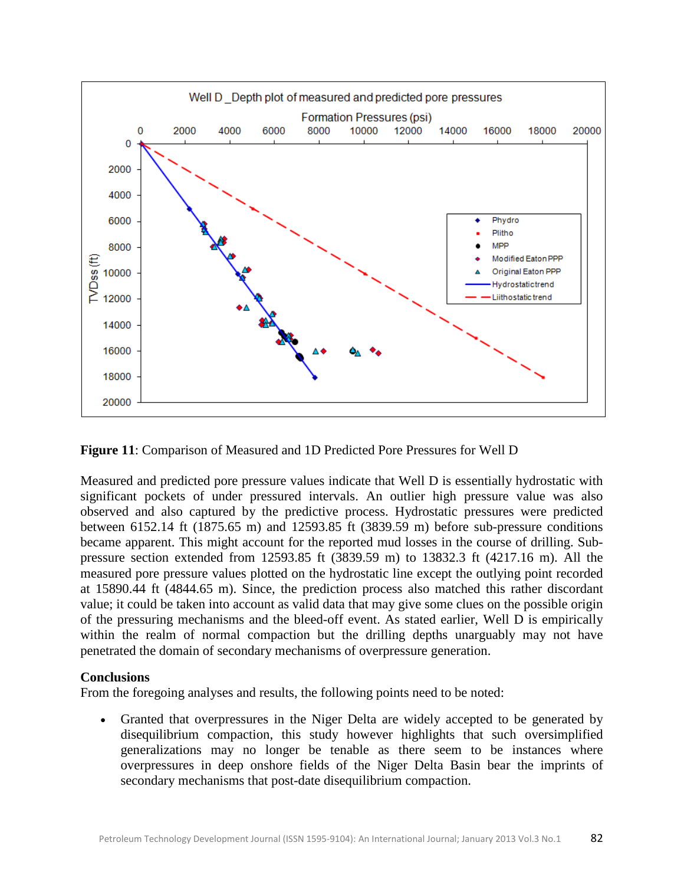**Figure 11**: Comparison of Measured and 1D Predicted Pore Pressures for Well D

Measured and predicted pore pressure values indicate that Well D is essentially hydrostatic with significant pockets of under pressured intervals. An outlier high pressure value was also observed and also captured by the predictive process. Hydrostatic pressures were predicted between 6152.14 ft (1875.65 m) and 12593.85 ft (3839.59 m) before sub-pressure conditions became apparent. This might account for the reported mud losses in the course of drilling. Sub-pressure section extended from 12593.85 ft (3839.59 m) to 13832.3 ft (4217.16 m). All the measured pore pressure values plotted on the hydrostatic line except the outlying point recorded at 15890.44 ft (4844.65 m). Since, the prediction process also matched this rather discordant value; it could be taken into account as valid data that may give some clues on the possible origin of the pressuring mechanisms and the bleed-off event. As stated earlier, Well D is empirically within the realm of normal compaction but the drilling depths unarguably may not have penetrated the domain of secondary mechanisms of overpressure generation.

## Conclusions

From the foregoing analyses and results, the following points need to be noted:

- Granted that overpressures in the Niger Delta are widely accepted to be generated by disequilibrium compaction, this study however highlights that such oversimplified generalizations may no longer be tenable as there seem to be instances where overpressures in deep onshore fields of the Niger Delta Basin bear the imprints of secondary mechanisms that post-date disequilibrium compaction.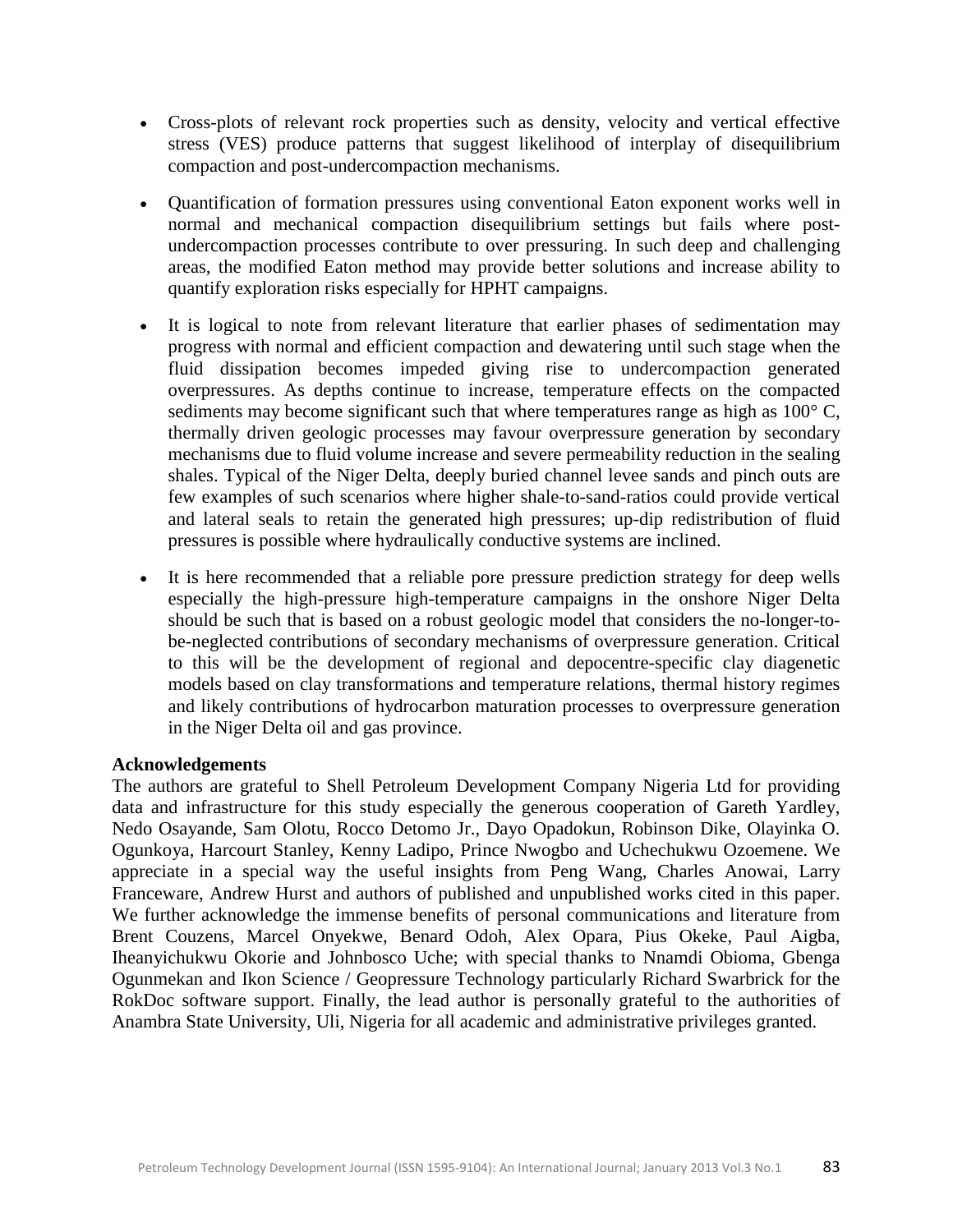- Cross-plots of relevant rock properties such as density, velocity and vertical effective stress (VES) produce patterns that suggest likelihood of interplay of disequilibrium compaction and post-undercompaction mechanisms.

- Quantification of formation pressures using conventional Eaton exponent works well in normal and mechanical compaction disequilibrium settings but fails where post-undercompaction processes contribute to over pressuring. In such deep and challenging areas, the modified Eaton method may provide better solutions and increase ability to quantify exploration risks especially for HPHT campaigns.

- It is logical to note from relevant literature that earlier phases of sedimentation may progress with normal and efficient compaction and dewatering until such stage when the fluid dissipation becomes impeded giving rise to undercompaction generated overpressures. As depths continue to increase, temperature effects on the compacted sediments may become significant such that where temperatures range as high as 100° C, thermally driven geologic processes may favour overpressure generation by secondary mechanisms due to fluid volume increase and severe permeability reduction in the sealing shales. Typical of the Niger Delta, deeply buried channel levee sands and pinch outs are few examples of such scenarios where higher shale-to-sand-ratios could provide vertical and lateral seals to retain the generated high pressures; up-dip redistribution of fluid pressures is possible where hydraulically conductive systems are inclined.

- It is here recommended that a reliable pore pressure prediction strategy for deep wells especially the high-pressure high-temperature campaigns in the onshore Niger Delta should be such that is based on a robust geologic model that considers the no-longer-to-be-neglected contributions of secondary mechanisms of overpressure generation. Critical to this will be the development of regional and depocentre-specific clay diagenetic models based on clay transformations and temperature relations, thermal history regimes and likely contributions of hydrocarbon maturation processes to overpressure generation in the Niger Delta oil and gas province.

**Acknowledgements**

The authors are grateful to Shell Petroleum Development Company Nigeria Ltd for providing data and infrastructure for this study especially the generous cooperation of Gareth Yardley, Nedo Osayande, Sam Olotu, Rocco Detomo Jr., Dayo Opadokun, Robinson Dike, Olayinka O. Ogunkoya, Harcourt Stanley, Kenny Ladipo, Prince Nwogbo and Uchechukwu Ozoemene. We appreciate in a special way the useful insights from Peng Wang, Charles Anowai, Larry Franceware, Andrew Hurst and authors of published and unpublished works cited in this paper. We further acknowledge the immense benefits of personal communications and literature from Brent Couzens, Marcel Onyekwe, Benard Odoh, Alex Opara, Pius Okeke, Paul Aigba, Iheanyichukwu Okorie and Johnbosco Uche; with special thanks to Nnamdi Obioma, Gbenga Ogunmekan and Ikon Science / Geopressure Technology particularly Richard Swarbrick for the RokDoc software support. Finally, the lead author is personally grateful to the authorities of Anambra State University, Uli, Nigeria for all academic and administrative privileges granted.